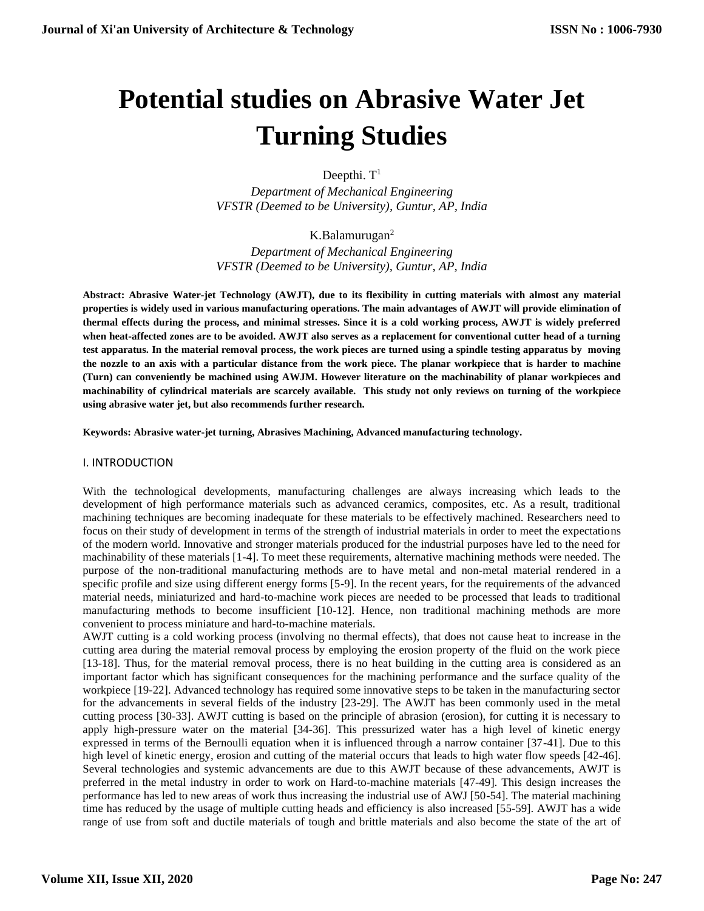# Potential studies on Abrasive Water Jet Turning Studies

Deepthi. T[1]

*Department of Mechanical Engineering*
*VFSTR (Deemed to be University), Guntur, AP, India*

K.Balamurugan[2]

*Department of Mechanical Engineering*
*VFSTR (Deemed to be University), Guntur, AP, India*

**Abstract: Abrasive Water-jet Technology (AWJT), due to its flexibility in cutting materials with almost any material properties is widely used in various manufacturing operations. The main advantages of AWJT will provide elimination of thermal effects during the process, and minimal stresses. Since it is a cold working process, AWJT is widely preferred when heat-affected zones are to be avoided. AWJT also serves as a replacement for conventional cutter head of a turning test apparatus. In the material removal process, the work pieces are turned using a spindle testing apparatus by moving the nozzle to an axis with a particular distance from the work piece. The planar workpiece that is harder to machine (Turn) can conveniently be machined using AWJM. However literature on the machinability of planar workpieces and machinability of cylindrical materials are scarcely available. This study not only reviews on turning of the workpiece using abrasive water jet, but also recommends further research.**

**Keywords: Abrasive water-jet turning, Abrasives Machining, Advanced manufacturing technology.**

## I. INTRODUCTION

With the technological developments, manufacturing challenges are always increasing which leads to the development of high performance materials such as advanced ceramics, composites, etc. As a result, traditional machining techniques are becoming inadequate for these materials to be effectively machined. Researchers need to focus on their study of development in terms of the strength of industrial materials in order to meet the expectations of the modern world. Innovative and stronger materials produced for the industrial purposes have led to the need for machinability of these materials [1-4]. To meet these requirements, alternative machining methods were needed. The purpose of the non-traditional manufacturing methods are to have metal and non-metal material rendered in a specific profile and size using different energy forms [5-9]. In the recent years, for the requirements of the advanced material needs, miniaturized and hard-to-machine work pieces are needed to be processed that leads to traditional manufacturing methods to become insufficient [10-12]. Hence, non traditional machining methods are more convenient to process miniature and hard-to-machine materials.

AWJT cutting is a cold working process (involving no thermal effects), that does not cause heat to increase in the cutting area during the material removal process by employing the erosion property of the fluid on the work piece [13-18]. Thus, for the material removal process, there is no heat building in the cutting area is considered as an important factor which has significant consequences for the machining performance and the surface quality of the workpiece [19-22]. Advanced technology has required some innovative steps to be taken in the manufacturing sector for the advancements in several fields of the industry [23-29]. The AWJT has been commonly used in the metal cutting process [30-33]. AWJT cutting is based on the principle of abrasion (erosion), for cutting it is necessary to apply high-pressure water on the material [34-36]. This pressurized water has a high level of kinetic energy expressed in terms of the Bernoulli equation when it is influenced through a narrow container [37-41]. Due to this high level of kinetic energy, erosion and cutting of the material occurs that leads to high water flow speeds [42-46]. Several technologies and systemic advancements are due to this AWJT because of these advancements, AWJT is preferred in the metal industry in order to work on Hard-to-machine materials [47-49]. This design increases the performance has led to new areas of work thus increasing the industrial use of AWJ [50-54]. The material machining time has reduced by the usage of multiple cutting heads and efficiency is also increased [55-59]. AWJT has a wide range of use from soft and ductile materials of tough and brittle materials and also become the state of the art of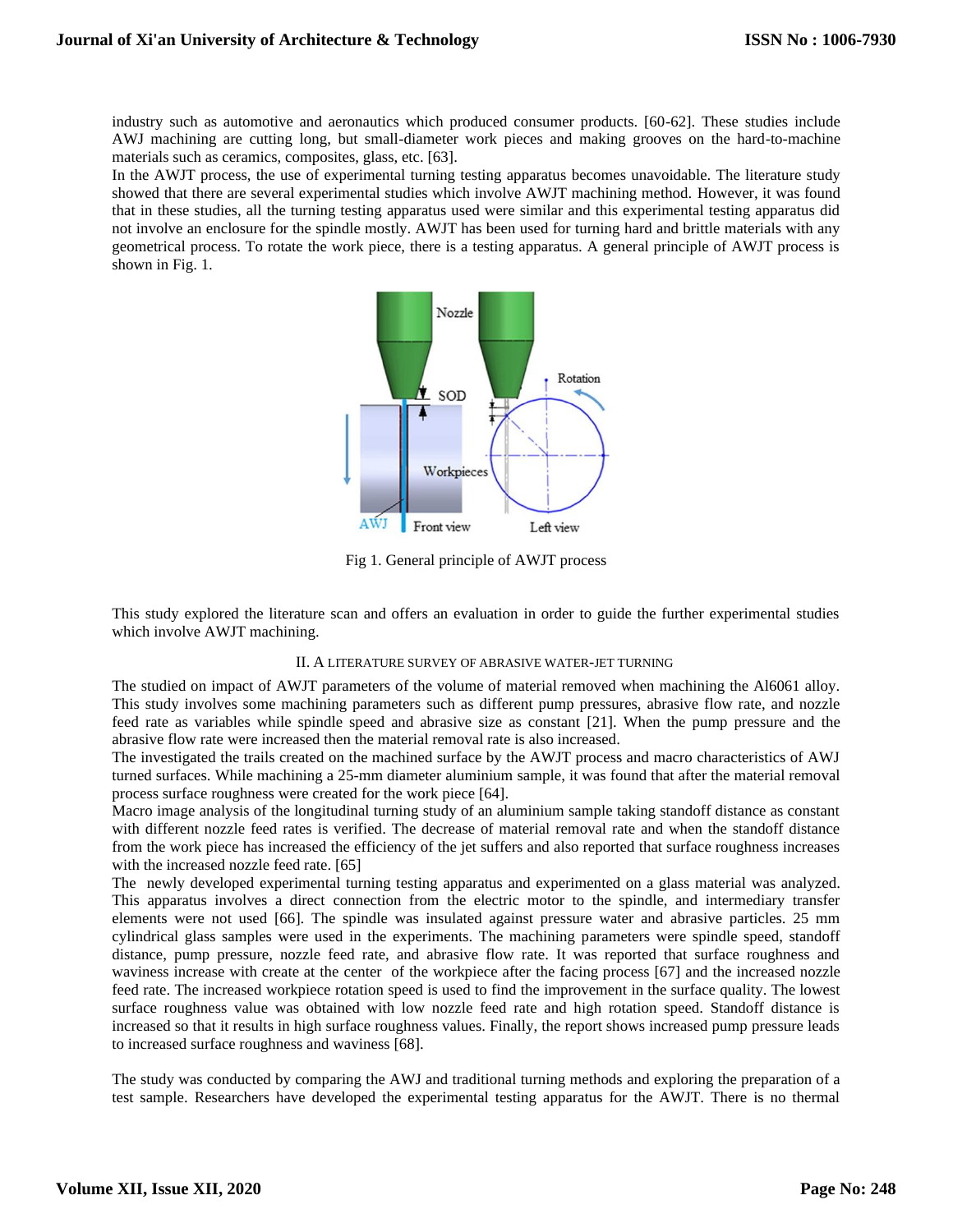industry such as automotive and aeronautics which produced consumer products. [60-62]. These studies include AWJ machining are cutting long, but small-diameter work pieces and making grooves on the hard-to-machine materials such as ceramics, composites, glass, etc. [63].

In the AWJT process, the use of experimental turning testing apparatus becomes unavoidable. The literature study showed that there are several experimental studies which involve AWJT machining method. However, it was found that in these studies, all the turning testing apparatus used were similar and this experimental testing apparatus did not involve an enclosure for the spindle mostly. AWJT has been used for turning hard and brittle materials with any geometrical process. To rotate the work piece, there is a testing apparatus. A general principle of AWJT process is shown in Fig. 1.

Fig 1. General principle of AWJT process

This study explored the literature scan and offers an evaluation in order to guide the further experimental studies which involve AWJT machining.

## II. A LITERATURE SURVEY OF ABRASIVE WATER-JET TURNING

The studied on impact of AWJT parameters of the volume of material removed when machining the Al6061 alloy. This study involves some machining parameters such as different pump pressures, abrasive flow rate, and nozzle feed rate as variables while spindle speed and abrasive size as constant [21]. When the pump pressure and the abrasive flow rate were increased then the material removal rate is also increased.

The investigated the trails created on the machined surface by the AWJT process and macro characteristics of AWJ turned surfaces. While machining a 25-mm diameter aluminium sample, it was found that after the material removal process surface roughness were created for the work piece [64].

Macro image analysis of the longitudinal turning study of an aluminium sample taking standoff distance as constant with different nozzle feed rates is verified. The decrease of material removal rate and when the standoff distance from the work piece has increased the efficiency of the jet suffers and also reported that surface roughness increases with the increased nozzle feed rate. [65]

The newly developed experimental turning testing apparatus and experimented on a glass material was analyzed. This apparatus involves a direct connection from the electric motor to the spindle, and intermediary transfer elements were not used [66]. The spindle was insulated against pressure water and abrasive particles. 25 mm cylindrical glass samples were used in the experiments. The machining parameters were spindle speed, standoff distance, pump pressure, nozzle feed rate, and abrasive flow rate. It was reported that surface roughness and waviness increase with create at the center of the workpiece after the facing process [67] and the increased nozzle feed rate. The increased workpiece rotation speed is used to find the improvement in the surface quality. The lowest surface roughness value was obtained with low nozzle feed rate and high rotation speed. Standoff distance is increased so that it results in high surface roughness values. Finally, the report shows increased pump pressure leads to increased surface roughness and waviness [68].

The study was conducted by comparing the AWJ and traditional turning methods and exploring the preparation of a test sample. Researchers have developed the experimental testing apparatus for the AWJT. There is no thermal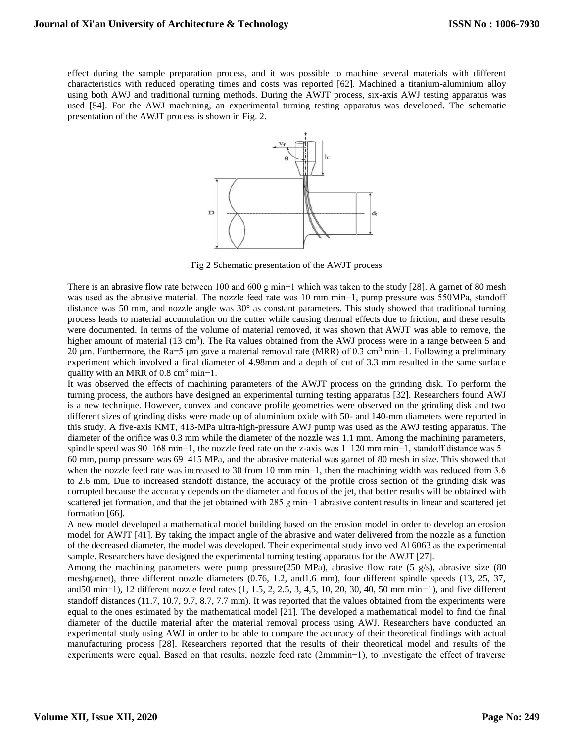effect during the sample preparation process, and it was possible to machine several materials with different characteristics with reduced operating times and costs was reported [62]. Machined a titanium-aluminium alloy using both AWJ and traditional turning methods. During the AWJT process, six-axis AWJ testing apparatus was used [54]. For the AWJ machining, an experimental turning testing apparatus was developed. The schematic presentation of the AWJT process is shown in Fig. 2.

Fig 2 Schematic presentation of the AWJT process

There is an abrasive flow rate between 100 and 600 g min−1 which was taken to the study [28]. A garnet of 80 mesh was used as the abrasive material. The nozzle feed rate was 10 mm min−1, pump pressure was 550MPa, standoff distance was 50 mm, and nozzle angle was 30° as constant parameters. This study showed that traditional turning process leads to material accumulation on the cutter while causing thermal effects due to friction, and these results were documented. In terms of the volume of material removed, it was shown that AWJT was able to remove, the higher amount of material (13 $cm^3$). The Ra values obtained from the AWJ process were in a range between 5 and 20 μm. Furthermore, the Ra=5 μm gave a material removal rate (MRR) of 0.3 $cm^3$ min−1. Following a preliminary experiment which involved a final diameter of 4.98mm and a depth of cut of 3.3 mm resulted in the same surface quality with an MRR of 0.8 $cm^3$ min−1.

It was observed the effects of machining parameters of the AWJT process on the grinding disk. To perform the turning process, the authors have designed an experimental turning testing apparatus [32]. Researchers found AWJ is a new technique. However, convex and concave profile geometries were observed on the grinding disk and two different sizes of grinding disks were made up of aluminium oxide with 50- and 140-mm diameters were reported in this study. A five-axis KMT, 413-MPa ultra-high-pressure AWJ pump was used as the AWJ testing apparatus. The diameter of the orifice was 0.3 mm while the diameter of the nozzle was 1.1 mm. Among the machining parameters, spindle speed was 90–168 min−1, the nozzle feed rate on the z-axis was 1–120 mm min−1, standoff distance was 5–60 mm, pump pressure was 69–415 MPa, and the abrasive material was garnet of 80 mesh in size. This showed that when the nozzle feed rate was increased to 30 from 10 mm min−1, then the machining width was reduced from 3.6 to 2.6 mm, Due to increased standoff distance, the accuracy of the profile cross section of the grinding disk was corrupted because the accuracy depends on the diameter and focus of the jet, that better results will be obtained with scattered jet formation, and that the jet obtained with 285 g min−1 abrasive content results in linear and scattered jet formation [66].

A new model developed a mathematical model building based on the erosion model in order to develop an erosion model for AWJT [41]. By taking the impact angle of the abrasive and water delivered from the nozzle as a function of the decreased diameter, the model was developed. Their experimental study involved Al 6063 as the experimental sample. Researchers have designed the experimental turning testing apparatus for the AWJT [27].

Among the machining parameters were pump pressure(250 MPa), abrasive flow rate (5 g/s), abrasive size (80 meshgarnet), three different nozzle diameters (0.76, 1.2, and1.6 mm), four different spindle speeds (13, 25, 37, and50 min−1), 12 different nozzle feed rates (1, 1.5, 2, 2.5, 3, 4,5, 10, 20, 30, 40, 50 mm min−1), and five different standoff distances (11.7, 10.7, 9.7, 8.7, 7.7 mm). It was reported that the values obtained from the experiments were equal to the ones estimated by the mathematical model [21]. The developed a mathematical model to find the final diameter of the ductile material after the material removal process using AWJ. Researchers have conducted an experimental study using AWJ in order to be able to compare the accuracy of their theoretical findings with actual manufacturing process [28]. Researchers reported that the results of their theoretical model and results of the experiments were equal. Based on that results, nozzle feed rate (2mmmin−1), to investigate the effect of traverse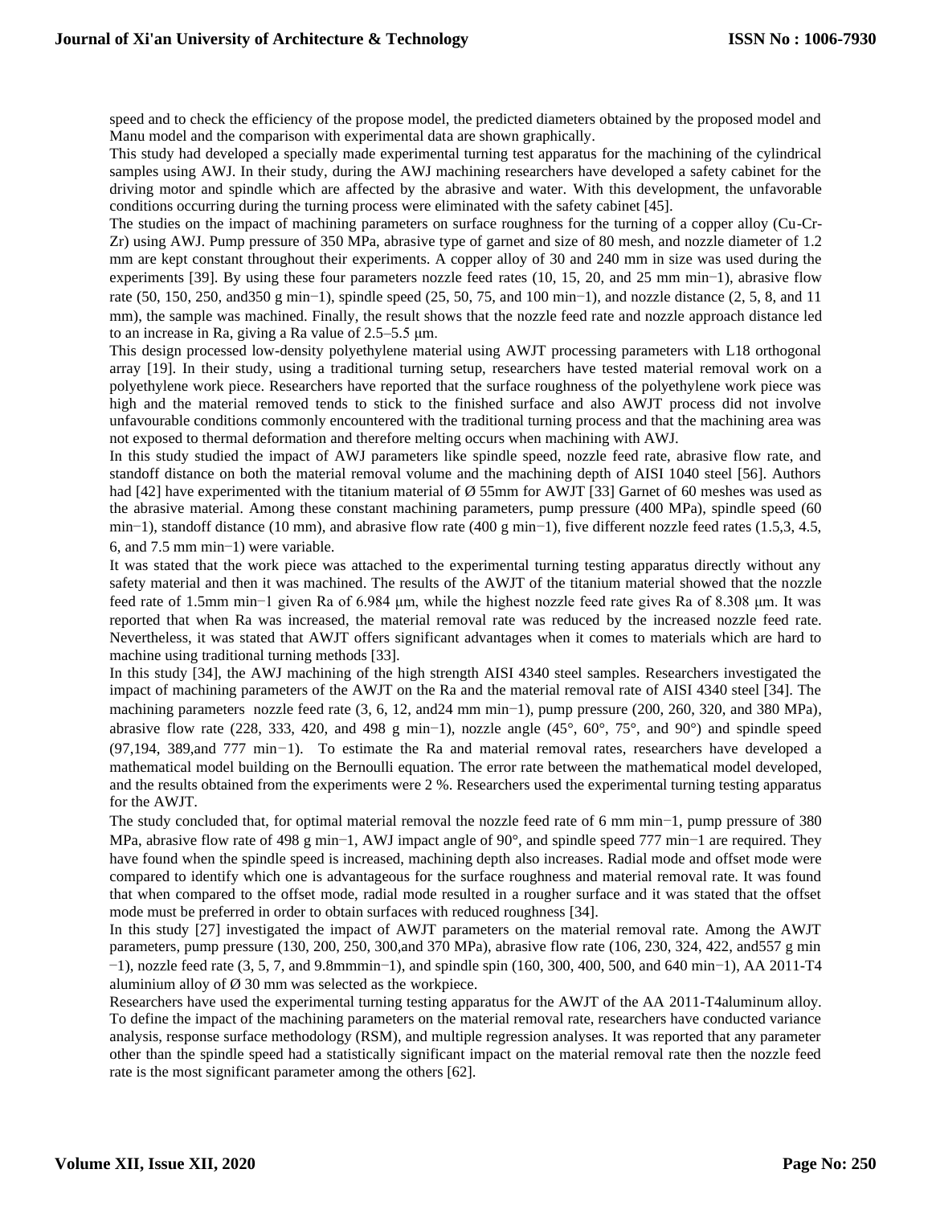speed and to check the efficiency of the propose model, the predicted diameters obtained by the proposed model and Manu model and the comparison with experimental data are shown graphically.

This study had developed a specially made experimental turning test apparatus for the machining of the cylindrical samples using AWJ. In their study, during the AWJ machining researchers have developed a safety cabinet for the driving motor and spindle which are affected by the abrasive and water. With this development, the unfavorable conditions occurring during the turning process were eliminated with the safety cabinet [45].

The studies on the impact of machining parameters on surface roughness for the turning of a copper alloy (Cu-Cr-Zr) using AWJ. Pump pressure of 350 MPa, abrasive type of garnet and size of 80 mesh, and nozzle diameter of 1.2 mm are kept constant throughout their experiments. A copper alloy of 30 and 240 mm in size was used during the experiments [39]. By using these four parameters nozzle feed rates (10, 15, 20, and 25 mm min−1), abrasive flow rate (50, 150, 250, and350 g min−1), spindle speed (25, 50, 75, and 100 min−1), and nozzle distance (2, 5, 8, and 11 mm), the sample was machined. Finally, the result shows that the nozzle feed rate and nozzle approach distance led to an increase in Ra, giving a Ra value of 2.5–5.5 μm.

This design processed low-density polyethylene material using AWJT processing parameters with L18 orthogonal array [19]. In their study, using a traditional turning setup, researchers have tested material removal work on a polyethylene work piece. Researchers have reported that the surface roughness of the polyethylene work piece was high and the material removed tends to stick to the finished surface and also AWJT process did not involve unfavourable conditions commonly encountered with the traditional turning process and that the machining area was not exposed to thermal deformation and therefore melting occurs when machining with AWJ.

In this study studied the impact of AWJ parameters like spindle speed, nozzle feed rate, abrasive flow rate, and standoff distance on both the material removal volume and the machining depth of AISI 1040 steel [56]. Authors had [42] have experimented with the titanium material of Ø 55mm for AWJT [33] Garnet of 60 meshes was used as the abrasive material. Among these constant machining parameters, pump pressure (400 MPa), spindle speed (60 min−1), standoff distance (10 mm), and abrasive flow rate (400 g min−1), five different nozzle feed rates (1.5,3, 4.5, 6, and 7.5 mm min−1) were variable.

It was stated that the work piece was attached to the experimental turning testing apparatus directly without any safety material and then it was machined. The results of the AWJT of the titanium material showed that the nozzle feed rate of 1.5mm min−1 given Ra of 6.984 μm, while the highest nozzle feed rate gives Ra of 8.308 μm. It was reported that when Ra was increased, the material removal rate was reduced by the increased nozzle feed rate. Nevertheless, it was stated that AWJT offers significant advantages when it comes to materials which are hard to machine using traditional turning methods [33].

In this study [34], the AWJ machining of the high strength AISI 4340 steel samples. Researchers investigated the impact of machining parameters of the AWJT on the Ra and the material removal rate of AISI 4340 steel [34]. The machining parameters nozzle feed rate (3, 6, 12, and24 mm min−1), pump pressure (200, 260, 320, and 380 MPa), abrasive flow rate (228, 333, 420, and 498 g min−1), nozzle angle (45°, 60°, 75°, and 90°) and spindle speed (97,194, 389,and 777 min−1). To estimate the Ra and material removal rates, researchers have developed a mathematical model building on the Bernoulli equation. The error rate between the mathematical model developed, and the results obtained from the experiments were 2 %. Researchers used the experimental turning testing apparatus for the AWJT.

The study concluded that, for optimal material removal the nozzle feed rate of 6 mm min−1, pump pressure of 380 MPa, abrasive flow rate of 498 g min−1, AWJ impact angle of 90°, and spindle speed 777 min−1 are required. They have found when the spindle speed is increased, machining depth also increases. Radial mode and offset mode were compared to identify which one is advantageous for the surface roughness and material removal rate. It was found that when compared to the offset mode, radial mode resulted in a rougher surface and it was stated that the offset mode must be preferred in order to obtain surfaces with reduced roughness [34].

In this study [27] investigated the impact of AWJT parameters on the material removal rate. Among the AWJT parameters, pump pressure (130, 200, 250, 300,and 370 MPa), abrasive flow rate (106, 230, 324, 422, and557 g min −1), nozzle feed rate (3, 5, 7, and 9.8mmmin−1), and spindle spin (160, 300, 400, 500, and 640 min−1), AA 2011-T4 aluminium alloy of Ø 30 mm was selected as the workpiece.

Researchers have used the experimental turning testing apparatus for the AWJT of the AA 2011-T4aluminum alloy. To define the impact of the machining parameters on the material removal rate, researchers have conducted variance analysis, response surface methodology (RSM), and multiple regression analyses. It was reported that any parameter other than the spindle speed had a statistically significant impact on the material removal rate then the nozzle feed rate is the most significant parameter among the others [62].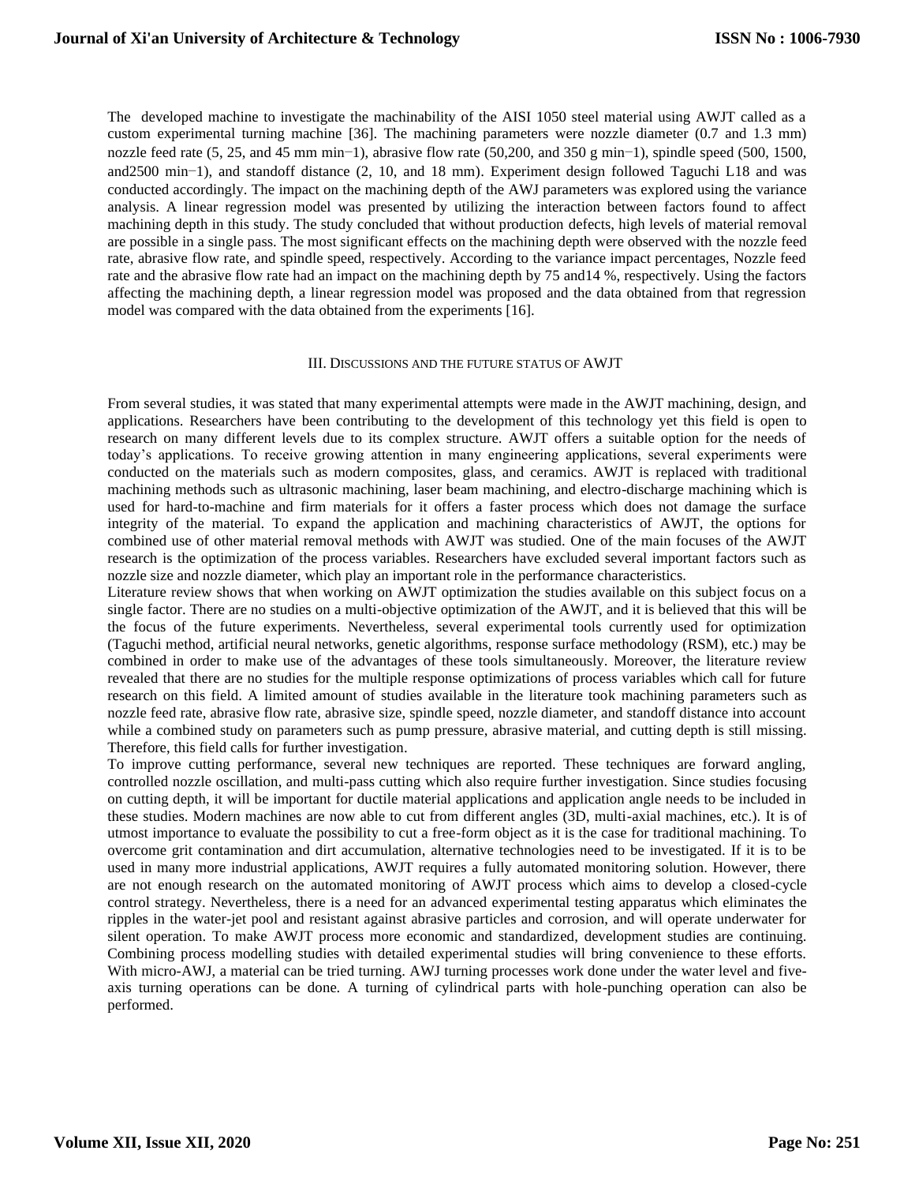The developed machine to investigate the machinability of the AISI 1050 steel material using AWJT called as a custom experimental turning machine [36]. The machining parameters were nozzle diameter (0.7 and 1.3 mm) nozzle feed rate (5, 25, and 45 mm min−1), abrasive flow rate (50,200, and 350 g min−1), spindle speed (500, 1500, and2500 min−1), and standoff distance (2, 10, and 18 mm). Experiment design followed Taguchi L18 and was conducted accordingly. The impact on the machining depth of the AWJ parameters was explored using the variance analysis. A linear regression model was presented by utilizing the interaction between factors found to affect machining depth in this study. The study concluded that without production defects, high levels of material removal are possible in a single pass. The most significant effects on the machining depth were observed with the nozzle feed rate, abrasive flow rate, and spindle speed, respectively. According to the variance impact percentages, Nozzle feed rate and the abrasive flow rate had an impact on the machining depth by 75 and14 %, respectively. Using the factors affecting the machining depth, a linear regression model was proposed and the data obtained from that regression model was compared with the data obtained from the experiments [16].

## III. Discussions and the future status of AWJT

From several studies, it was stated that many experimental attempts were made in the AWJT machining, design, and applications. Researchers have been contributing to the development of this technology yet this field is open to research on many different levels due to its complex structure. AWJT offers a suitable option for the needs of today's applications. To receive growing attention in many engineering applications, several experiments were conducted on the materials such as modern composites, glass, and ceramics. AWJT is replaced with traditional machining methods such as ultrasonic machining, laser beam machining, and electro-discharge machining which is used for hard-to-machine and firm materials for it offers a faster process which does not damage the surface integrity of the material. To expand the application and machining characteristics of AWJT, the options for combined use of other material removal methods with AWJT was studied. One of the main focuses of the AWJT research is the optimization of the process variables. Researchers have excluded several important factors such as nozzle size and nozzle diameter, which play an important role in the performance characteristics.

Literature review shows that when working on AWJT optimization the studies available on this subject focus on a single factor. There are no studies on a multi-objective optimization of the AWJT, and it is believed that this will be the focus of the future experiments. Nevertheless, several experimental tools currently used for optimization (Taguchi method, artificial neural networks, genetic algorithms, response surface methodology (RSM), etc.) may be combined in order to make use of the advantages of these tools simultaneously. Moreover, the literature review revealed that there are no studies for the multiple response optimizations of process variables which call for future research on this field. A limited amount of studies available in the literature took machining parameters such as nozzle feed rate, abrasive flow rate, abrasive size, spindle speed, nozzle diameter, and standoff distance into account while a combined study on parameters such as pump pressure, abrasive material, and cutting depth is still missing. Therefore, this field calls for further investigation.

To improve cutting performance, several new techniques are reported. These techniques are forward angling, controlled nozzle oscillation, and multi-pass cutting which also require further investigation. Since studies focusing on cutting depth, it will be important for ductile material applications and application angle needs to be included in these studies. Modern machines are now able to cut from different angles (3D, multi-axial machines, etc.). It is of utmost importance to evaluate the possibility to cut a free-form object as it is the case for traditional machining. To overcome grit contamination and dirt accumulation, alternative technologies need to be investigated. If it is to be used in many more industrial applications, AWJT requires a fully automated monitoring solution. However, there are not enough research on the automated monitoring of AWJT process which aims to develop a closed-cycle control strategy. Nevertheless, there is a need for an advanced experimental testing apparatus which eliminates the ripples in the water-jet pool and resistant against abrasive particles and corrosion, and will operate underwater for silent operation. To make AWJT process more economic and standardized, development studies are continuing. Combining process modelling studies with detailed experimental studies will bring convenience to these efforts. With micro-AWJ, a material can be tried turning. AWJ turning processes work done under the water level and five-axis turning operations can be done. A turning of cylindrical parts with hole-punching operation can also be performed.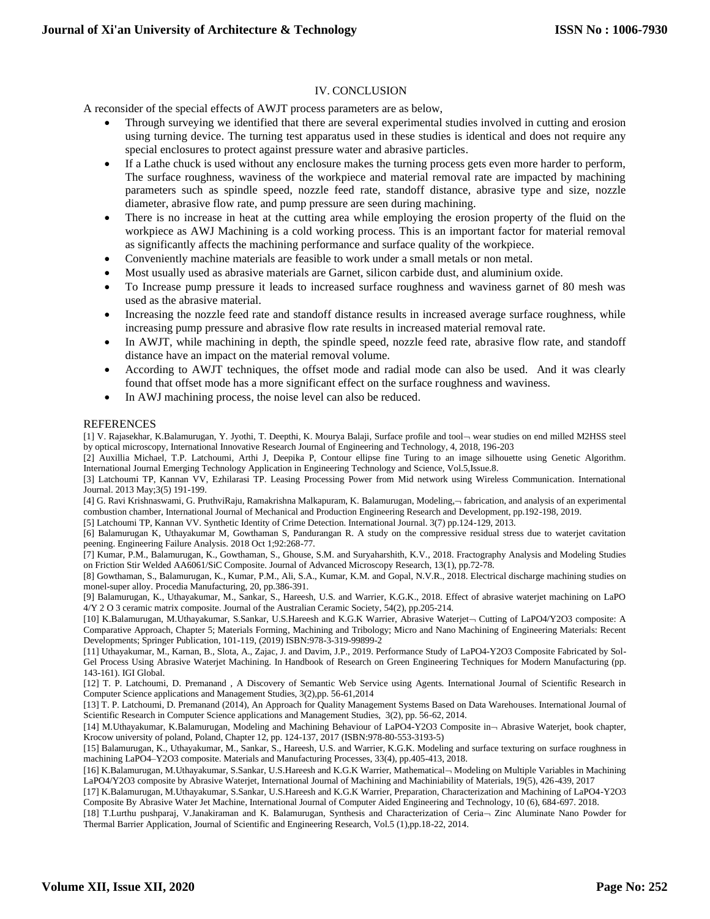## IV. CONCLUSION

A reconsider of the special effects of AWJT process parameters are as below,

- Through surveying we identified that there are several experimental studies involved in cutting and erosion using turning device. The turning test apparatus used in these studies is identical and does not require any special enclosures to protect against pressure water and abrasive particles.
- If a Lathe chuck is used without any enclosure makes the turning process gets even more harder to perform, The surface roughness, waviness of the workpiece and material removal rate are impacted by machining parameters such as spindle speed, nozzle feed rate, standoff distance, abrasive type and size, nozzle diameter, abrasive flow rate, and pump pressure are seen during machining.
- There is no increase in heat at the cutting area while employing the erosion property of the fluid on the workpiece as AWJ Machining is a cold working process. This is an important factor for material removal as significantly affects the machining performance and surface quality of the workpiece.
- Conveniently machine materials are feasible to work under a small metals or non metal.
- Most usually used as abrasive materials are Garnet, silicon carbide dust, and aluminium oxide.
- To Increase pump pressure it leads to increased surface roughness and waviness garnet of 80 mesh was used as the abrasive material.
- Increasing the nozzle feed rate and standoff distance results in increased average surface roughness, while increasing pump pressure and abrasive flow rate results in increased material removal rate.
- In AWJT, while machining in depth, the spindle speed, nozzle feed rate, abrasive flow rate, and standoff distance have an impact on the material removal volume.
- According to AWJT techniques, the offset mode and radial mode can also be used. And it was clearly found that offset mode has a more significant effect on the surface roughness and waviness.
- In AWJ machining process, the noise level can also be reduced.

## REFERENCES

[1] V. Rajasekhar, K.Balamurugan, Y. Jyothi, T. Deepthi, K. Mourya Balaji, Surface profile and tool¬ wear studies on end milled M2HSS steel by optical microscopy, International Innovative Research Journal of Engineering and Technology, 4, 2018, 196-203

[2] Auxillia Michael, T.P. Latchoumi, Arthi J, Deepika P, Contour ellipse fine Turing to an image silhouette using Genetic Algorithm. International Journal Emerging Technology Application in Engineering Technology and Science, Vol.5,Issue.8.

[3] Latchoumi TP, Kannan VV, Ezhilarasi TP. Leasing Processing Power from Mid network using Wireless Communication. International Journal. 2013 May;3(5) 191-199.

[4] G. Ravi Krishnaswami, G. PruthviRaju, Ramakrishna Malkapuram, K. Balamurugan, Modeling,¬ fabrication, and analysis of an experimental combustion chamber, International Journal of Mechanical and Production Engineering Research and Development, pp.192-198, 2019.

[5] Latchoumi TP, Kannan VV. Synthetic Identity of Crime Detection. International Journal. 3(7) pp.124-129, 2013.

[6] Balamurugan K, Uthayakumar M, Gowthaman S, Pandurangan R. A study on the compressive residual stress due to waterjet cavitation peening. Engineering Failure Analysis. 2018 Oct 1;92:268-77.

[7] Kumar, P.M., Balamurugan, K., Gowthaman, S., Ghouse, S.M. and Suryaharshith, K.V., 2018. Fractography Analysis and Modeling Studies on Friction Stir Welded AA6061/SiC Composite. Journal of Advanced Microscopy Research, 13(1), pp.72-78.

[8] Gowthaman, S., Balamurugan, K., Kumar, P.M., Ali, S.A., Kumar, K.M. and Gopal, N.V.R., 2018. Electrical discharge machining studies on monel-super alloy. Procedia Manufacturing, 20, pp.386-391.

[9] Balamurugan, K., Uthayakumar, M., Sankar, S., Hareesh, U.S. and Warrier, K.G.K., 2018. Effect of abrasive waterjet machining on LaPO 4/Y 2 O 3 ceramic matrix composite. Journal of the Australian Ceramic Society, 54(2), pp.205-214.

[10] K.Balamurugan, M.Uthayakumar, S.Sankar, U.S.Hareesh and K.G.K Warrier, Abrasive Waterjet¬ Cutting of LaPO4/Y2O3 composite: A Comparative Approach, Chapter 5; Materials Forming, Machining and Tribology; Micro and Nano Machining of Engineering Materials: Recent Developments; Springer Publication, 101-119, (2019) ISBN:978-3-319-99899-2

[11] Uthayakumar, M., Karnan, B., Slota, A., Zajac, J. and Davim, J.P., 2019. Performance Study of LaPO4-Y2O3 Composite Fabricated by Sol-Gel Process Using Abrasive Waterjet Machining. In Handbook of Research on Green Engineering Techniques for Modern Manufacturing (pp. 143-161). IGI Global.

[12] T. P. Latchoumi, D. Premanand , A Discovery of Semantic Web Service using Agents. International Journal of Scientific Research in Computer Science applications and Management Studies, 3(2),pp. 56-61,2014

[13] T. P. Latchoumi, D. Premanand (2014), An Approach for Quality Management Systems Based on Data Warehouses. International Journal of Scientific Research in Computer Science applications and Management Studies, 3(2), pp. 56-62, 2014.

[14] M.Uthayakumar, K.Balamurugan, Modeling and Machining Behaviour of LaPO4-Y2O3 Composite in¬ Abrasive Waterjet, book chapter, Krocow university of poland, Poland, Chapter 12, pp. 124-137, 2017 (ISBN:978-80-553-3193-5)

[15] Balamurugan, K., Uthayakumar, M., Sankar, S., Hareesh, U.S. and Warrier, K.G.K. Modeling and surface texturing on surface roughness in machining LaPO4–Y2O3 composite. Materials and Manufacturing Processes, 33(4), pp.405-413, 2018.

[16] K.Balamurugan, M.Uthayakumar, S.Sankar, U.S.Hareesh and K.G.K Warrier, Mathematical¬ Modeling on Multiple Variables in Machining LaPO4/Y2O3 composite by Abrasive Waterjet, International Journal of Machining and Machiniability of Materials, 19(5), 426-439, 2017

[17] K.Balamurugan, M.Uthayakumar, S.Sankar, U.S.Hareesh and K.G.K Warrier, Preparation, Characterization and Machining of LaPO4-Y2O3 Composite By Abrasive Water Jet Machine, International Journal of Computer Aided Engineering and Technology, 10 (6), 684-697. 2018.

[18] T.Lurthu pushparaj, V.Janakiraman and K. Balamurugan, Synthesis and Characterization of Ceria¬ Zinc Aluminate Nano Powder for Thermal Barrier Application, Journal of Scientific and Engineering Research, Vol.5 (1),pp.18-22, 2014.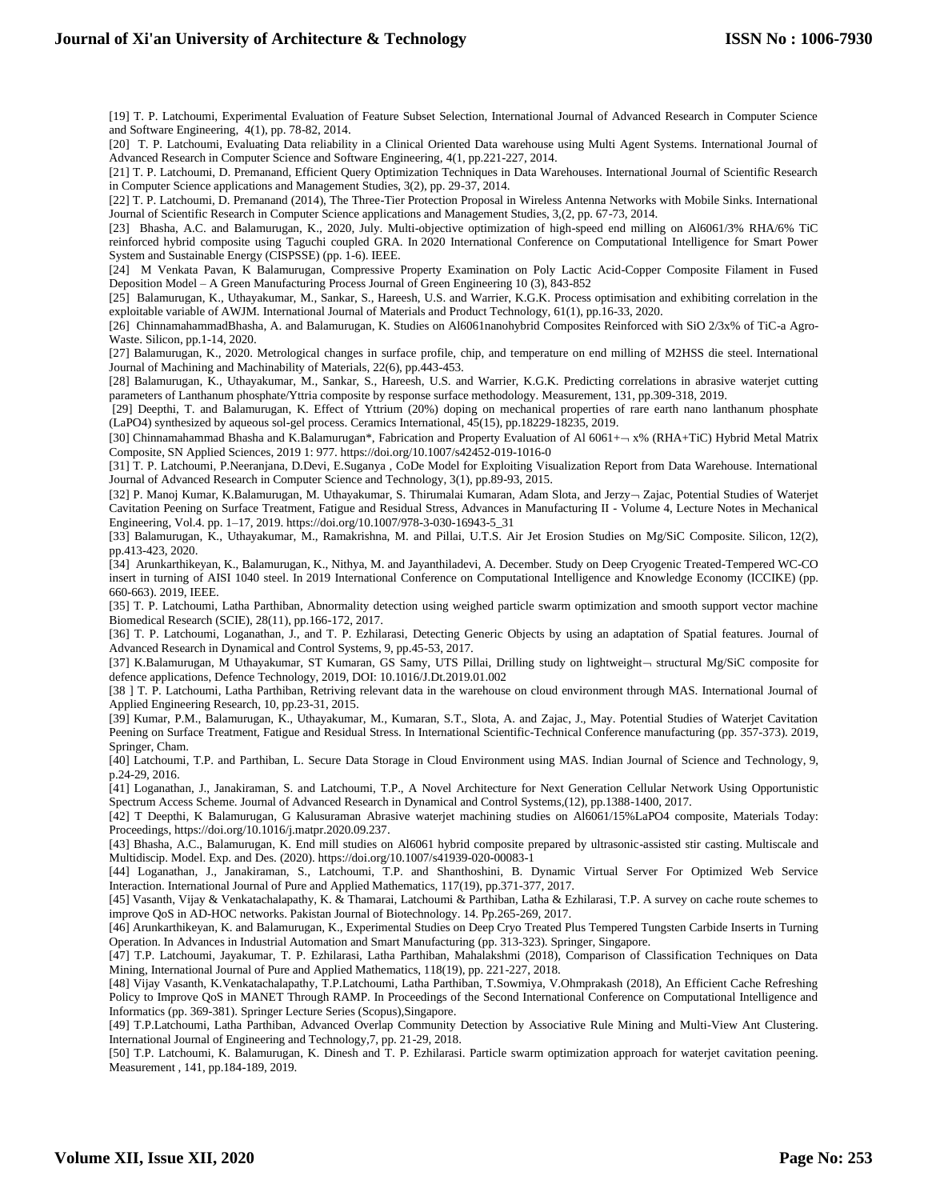[19] T. P. Latchoumi, Experimental Evaluation of Feature Subset Selection, International Journal of Advanced Research in Computer Science and Software Engineering, 4(1), pp. 78-82, 2014.

[20] T. P. Latchoumi, Evaluating Data reliability in a Clinical Oriented Data warehouse using Multi Agent Systems. International Journal of Advanced Research in Computer Science and Software Engineering, 4(1, pp.221-227, 2014.

[21] T. P. Latchoumi, D. Premanand, Efficient Query Optimization Techniques in Data Warehouses. International Journal of Scientific Research in Computer Science applications and Management Studies, 3(2), pp. 29-37, 2014.

[22] T. P. Latchoumi, D. Premanand (2014), The Three-Tier Protection Proposal in Wireless Antenna Networks with Mobile Sinks. International Journal of Scientific Research in Computer Science applications and Management Studies, 3,(2, pp. 67-73, 2014.

[23] Bhasha, A.C. and Balamurugan, K., 2020, July. Multi-objective optimization of high-speed end milling on Al6061/3% RHA/6% TiC reinforced hybrid composite using Taguchi coupled GRA. In 2020 International Conference on Computational Intelligence for Smart Power System and Sustainable Energy (CISPSSE) (pp. 1-6). IEEE.

[24] M Venkata Pavan, K Balamurugan, Compressive Property Examination on Poly Lactic Acid-Copper Composite Filament in Fused Deposition Model – A Green Manufacturing Process Journal of Green Engineering 10 (3), 843-852

[25] Balamurugan, K., Uthayakumar, M., Sankar, S., Hareesh, U.S. and Warrier, K.G.K. Process optimisation and exhibiting correlation in the exploitable variable of AWJM. International Journal of Materials and Product Technology, 61(1), pp.16-33, 2020.

[26] ChinnamahammadBhasha, A. and Balamurugan, K. Studies on Al6061nanohybrid Composites Reinforced with SiO 2/3x% of TiC-a Agro-Waste. Silicon, pp.1-14, 2020.

[27] Balamurugan, K., 2020. Metrological changes in surface profile, chip, and temperature on end milling of M2HSS die steel. International Journal of Machining and Machinability of Materials, 22(6), pp.443-453.

[28] Balamurugan, K., Uthayakumar, M., Sankar, S., Hareesh, U.S. and Warrier, K.G.K. Predicting correlations in abrasive waterjet cutting parameters of Lanthanum phosphate/Yttria composite by response surface methodology. Measurement, 131, pp.309-318, 2019.

[29] Deepthi, T. and Balamurugan, K. Effect of Yttrium (20%) doping on mechanical properties of rare earth nano lanthanum phosphate (LaPO4) synthesized by aqueous sol-gel process. Ceramics International, 45(15), pp.18229-18235, 2019.

[30] Chinnamahammad Bhasha and K.Balamurugan*, Fabrication and Property Evaluation of Al 6061+¬ x% (RHA+TiC) Hybrid Metal Matrix Composite, SN Applied Sciences, 2019 1: 977. https://doi.org/10.1007/s42452-019-1016-0

[31] T. P. Latchoumi, P.Neeranjana, D.Devi, E.Suganya , CoDe Model for Exploiting Visualization Report from Data Warehouse. International Journal of Advanced Research in Computer Science and Technology, 3(1), pp.89-93, 2015.

[32] P. Manoj Kumar, K.Balamurugan, M. Uthayakumar, S. Thirumalai Kumaran, Adam Slota, and Jerzy¬ Zajac, Potential Studies of Waterjet Cavitation Peening on Surface Treatment, Fatigue and Residual Stress, Advances in Manufacturing II - Volume 4, Lecture Notes in Mechanical Engineering, Vol.4. pp. 1–17, 2019. https://doi.org/10.1007/978-3-030-16943-5_31

[33] Balamurugan, K., Uthayakumar, M., Ramakrishna, M. and Pillai, U.T.S. Air Jet Erosion Studies on Mg/SiC Composite. Silicon, 12(2), pp.413-423, 2020.

[34] Arunkarthikeyan, K., Balamurugan, K., Nithya, M. and Jayanthiladevi, A. December. Study on Deep Cryogenic Treated-Tempered WC-CO insert in turning of AISI 1040 steel. In 2019 International Conference on Computational Intelligence and Knowledge Economy (ICCIKE) (pp. 660-663). 2019, IEEE.

[35] T. P. Latchoumi, Latha Parthiban, Abnormality detection using weighed particle swarm optimization and smooth support vector machine Biomedical Research (SCIE), 28(11), pp.166-172, 2017.

[36] T. P. Latchoumi, Loganathan, J., and T. P. Ezhilarasi, Detecting Generic Objects by using an adaptation of Spatial features. Journal of Advanced Research in Dynamical and Control Systems, 9, pp.45-53, 2017.

[37] K.Balamurugan, M Uthayakumar, ST Kumaran, GS Samy, UTS Pillai, Drilling study on lightweight¬ structural Mg/SiC composite for defence applications, Defence Technology, 2019, DOI: 10.1016/J.Dt.2019.01.002

[38 ] T. P. Latchoumi, Latha Parthiban, Retriving relevant data in the warehouse on cloud environment through MAS. International Journal of Applied Engineering Research, 10, pp.23-31, 2015.

[39] Kumar, P.M., Balamurugan, K., Uthayakumar, M., Kumaran, S.T., Slota, A. and Zajac, J., May. Potential Studies of Waterjet Cavitation Peening on Surface Treatment, Fatigue and Residual Stress. In International Scientific-Technical Conference manufacturing (pp. 357-373). 2019, Springer, Cham.

[40] Latchoumi, T.P. and Parthiban, L. Secure Data Storage in Cloud Environment using MAS. Indian Journal of Science and Technology, 9, p.24-29, 2016.

[41] Loganathan, J., Janakiraman, S. and Latchoumi, T.P., A Novel Architecture for Next Generation Cellular Network Using Opportunistic Spectrum Access Scheme. Journal of Advanced Research in Dynamical and Control Systems,(12), pp.1388-1400, 2017.

[42] T Deepthi, K Balamurugan, G Kalusuraman Abrasive waterjet machining studies on Al6061/15%LaPO4 composite, Materials Today: Proceedings, https://doi.org/10.1016/j.matpr.2020.09.237.

[43] Bhasha, A.C., Balamurugan, K. End mill studies on Al6061 hybrid composite prepared by ultrasonic-assisted stir casting. Multiscale and Multidiscip. Model. Exp. and Des. (2020). https://doi.org/10.1007/s41939-020-00083-1

[44] Loganathan, J., Janakiraman, S., Latchoumi, T.P. and Shanthoshini, B. Dynamic Virtual Server For Optimized Web Service Interaction. International Journal of Pure and Applied Mathematics, 117(19), pp.371-377, 2017.

[45] Vasanth, Vijay & Venkatachalapathy, K. & Thamarai, Latchoumi & Parthiban, Latha & Ezhilarasi, T.P. A survey on cache route schemes to improve QoS in AD-HOC networks. Pakistan Journal of Biotechnology. 14. Pp.265-269, 2017.

[46] Arunkarthikeyan, K. and Balamurugan, K., Experimental Studies on Deep Cryo Treated Plus Tempered Tungsten Carbide Inserts in Turning Operation. In Advances in Industrial Automation and Smart Manufacturing (pp. 313-323). Springer, Singapore.

[47] T.P. Latchoumi, Jayakumar, T. P. Ezhilarasi, Latha Parthiban, Mahalakshmi (2018), Comparison of Classification Techniques on Data Mining, International Journal of Pure and Applied Mathematics, 118(19), pp. 221-227, 2018.

[48] Vijay Vasanth, K.Venkatachalapathy, T.P.Latchoumi, Latha Parthiban, T.Sowmiya, V.Ohmprakash (2018), An Efficient Cache Refreshing Policy to Improve QoS in MANET Through RAMP. In Proceedings of the Second International Conference on Computational Intelligence and Informatics (pp. 369-381). Springer Lecture Series (Scopus),Singapore.

[49] T.P.Latchoumi, Latha Parthiban, Advanced Overlap Community Detection by Associative Rule Mining and Multi-View Ant Clustering. International Journal of Engineering and Technology,7, pp. 21-29, 2018.

[50] T.P. Latchoumi, K. Balamurugan, K. Dinesh and T. P. Ezhilarasi. Particle swarm optimization approach for waterjet cavitation peening. Measurement , 141, pp.184-189, 2019.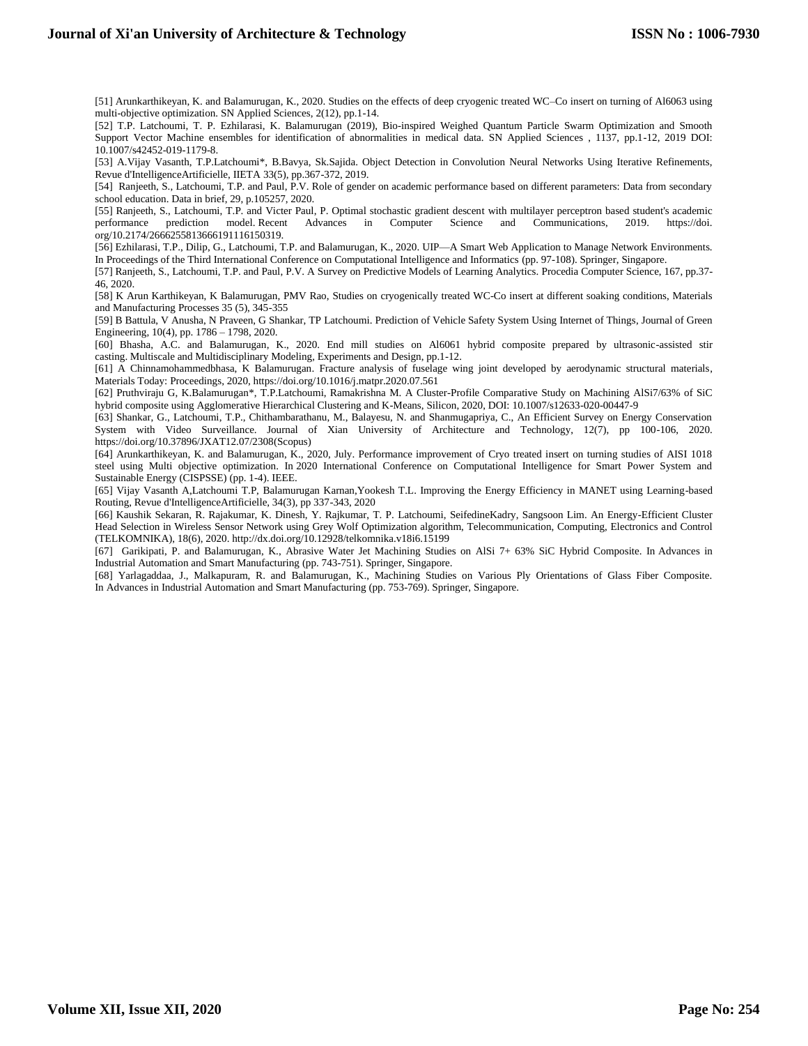[51] Arunkarthikeyan, K. and Balamurugan, K., 2020. Studies on the effects of deep cryogenic treated WC–Co insert on turning of Al6063 using multi-objective optimization. SN Applied Sciences, 2(12), pp.1-14.

[52] T.P. Latchoumi, T. P. Ezhilarasi, K. Balamurugan (2019), Bio-inspired Weighed Quantum Particle Swarm Optimization and Smooth Support Vector Machine ensembles for identification of abnormalities in medical data. SN Applied Sciences , 1137, pp.1-12, 2019 DOI: 10.1007/s42452-019-1179-8.

[53] A.Vijay Vasanth, T.P.Latchoumi*, B.Bavya, Sk.Sajida. Object Detection in Convolution Neural Networks Using Iterative Refinements, Revue d'IntelligenceArtificielle, IIETA 33(5), pp.367-372, 2019.

[54] Ranjeeth, S., Latchoumi, T.P. and Paul, P.V. Role of gender on academic performance based on different parameters: Data from secondary school education. Data in brief, 29, p.105257, 2020.

[55] Ranjeeth, S., Latchoumi, T.P. and Victer Paul, P. Optimal stochastic gradient descent with multilayer perceptron based student's academic performance prediction model. Recent Advances in Computer Science and Communications, 2019. https://doi. org/10.2174/2666255813666191116150319.

[56] Ezhilarasi, T.P., Dilip, G., Latchoumi, T.P. and Balamurugan, K., 2020. UIP—A Smart Web Application to Manage Network Environments. In Proceedings of the Third International Conference on Computational Intelligence and Informatics (pp. 97-108). Springer, Singapore.

[57] Ranjeeth, S., Latchoumi, T.P. and Paul, P.V. A Survey on Predictive Models of Learning Analytics. Procedia Computer Science, 167, pp.37-46, 2020.

[58] K Arun Karthikeyan, K Balamurugan, PMV Rao, Studies on cryogenically treated WC-Co insert at different soaking conditions, Materials and Manufacturing Processes 35 (5), 345-355

[59] B Battula, V Anusha, N Praveen, G Shankar, TP Latchoumi. Prediction of Vehicle Safety System Using Internet of Things, Journal of Green Engineering, 10(4), pp. 1786 – 1798, 2020.

[60] Bhasha, A.C. and Balamurugan, K., 2020. End mill studies on Al6061 hybrid composite prepared by ultrasonic-assisted stir casting. Multiscale and Multidisciplinary Modeling, Experiments and Design, pp.1-12.

[61] A Chinnamohammedbhasa, K Balamurugan. Fracture analysis of fuselage wing joint developed by aerodynamic structural materials, Materials Today: Proceedings, 2020, https://doi.org/10.1016/j.matpr.2020.07.561

[62] Pruthviraju G, K.Balamurugan*, T.P.Latchoumi, Ramakrishna M. A Cluster-Profile Comparative Study on Machining AlSi7/63% of SiC hybrid composite using Agglomerative Hierarchical Clustering and K-Means, Silicon, 2020, DOI: 10.1007/s12633-020-00447-9

[63] Shankar, G., Latchoumi, T.P., Chithambarathanu, M., Balayesu, N. and Shanmugapriya, C., An Efficient Survey on Energy Conservation System with Video Surveillance. Journal of Xian University of Architecture and Technology, 12(7), pp 100-106, 2020. https://doi.org/10.37896/JXAT12.07/2308(Scopus)

[64] Arunkarthikeyan, K. and Balamurugan, K., 2020, July. Performance improvement of Cryo treated insert on turning studies of AISI 1018 steel using Multi objective optimization. In 2020 International Conference on Computational Intelligence for Smart Power System and Sustainable Energy (CISPSSE) (pp. 1-4). IEEE.

[65] Vijay Vasanth A,Latchoumi T.P, Balamurugan Karnan,Yookesh T.L. Improving the Energy Efficiency in MANET using Learning-based Routing, Revue d'IntelligenceArtificielle, 34(3), pp 337-343, 2020

[66] Kaushik Sekaran, R. Rajakumar, K. Dinesh, Y. Rajkumar, T. P. Latchoumi, SeifedineKadry, Sangsoon Lim. An Energy-Efficient Cluster Head Selection in Wireless Sensor Network using Grey Wolf Optimization algorithm, Telecommunication, Computing, Electronics and Control (TELKOMNIKA), 18(6), 2020. http://dx.doi.org/10.12928/telkomnika.v18i6.15199

[67] Garikipati, P. and Balamurugan, K., Abrasive Water Jet Machining Studies on AlSi 7+ 63% SiC Hybrid Composite. In Advances in Industrial Automation and Smart Manufacturing (pp. 743-751). Springer, Singapore.

[68] Yarlagaddaa, J., Malkapuram, R. and Balamurugan, K., Machining Studies on Various Ply Orientations of Glass Fiber Composite. In Advances in Industrial Automation and Smart Manufacturing (pp. 753-769). Springer, Singapore.